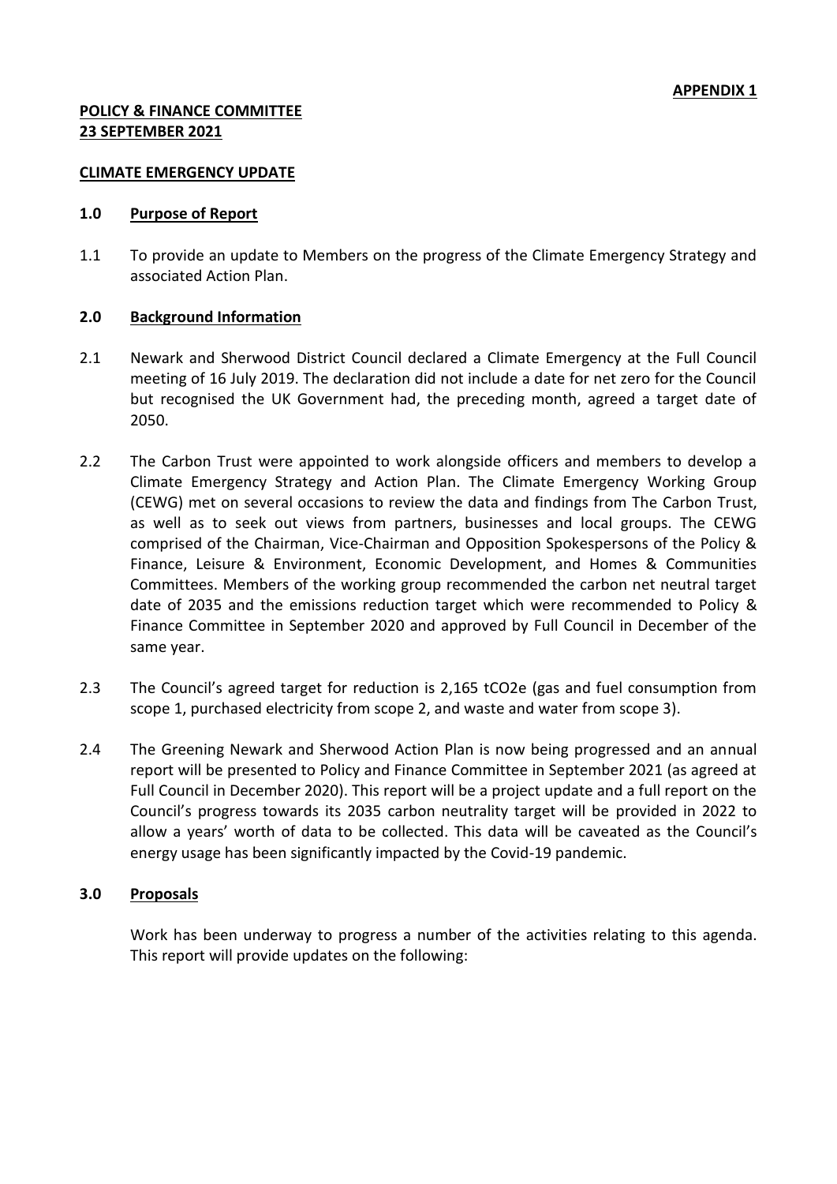**APPENDIX 1**

**POLICY & FINANCE COMMITTEE**
**23 SEPTEMBER 2021**

**CLIMATE EMERGENCY UPDATE**

## 1.0 Purpose of Report

1.1 To provide an update to Members on the progress of the Climate Emergency Strategy and associated Action Plan.

## 2.0 Background Information

2.1 Newark and Sherwood District Council declared a Climate Emergency at the Full Council meeting of 16 July 2019. The declaration did not include a date for net zero for the Council but recognised the UK Government had, the preceding month, agreed a target date of 2050.

2.2 The Carbon Trust were appointed to work alongside officers and members to develop a Climate Emergency Strategy and Action Plan. The Climate Emergency Working Group (CEWG) met on several occasions to review the data and findings from The Carbon Trust, as well as to seek out views from partners, businesses and local groups. The CEWG comprised of the Chairman, Vice-Chairman and Opposition Spokespersons of the Policy & Finance, Leisure & Environment, Economic Development, and Homes & Communities Committees. Members of the working group recommended the carbon net neutral target date of 2035 and the emissions reduction target which were recommended to Policy & Finance Committee in September 2020 and approved by Full Council in December of the same year.

2.3 The Council's agreed target for reduction is 2,165 $tCO_2e$ (gas and fuel consumption from scope 1, purchased electricity from scope 2, and waste and water from scope 3).

2.4 The Greening Newark and Sherwood Action Plan is now being progressed and an annual report will be presented to Policy and Finance Committee in September 2021 (as agreed at Full Council in December 2020). This report will be a project update and a full report on the Council's progress towards its 2035 carbon neutrality target will be provided in 2022 to allow a years' worth of data to be collected. This data will be caveated as the Council's energy usage has been significantly impacted by the Covid-19 pandemic.

## 3.0 Proposals

Work has been underway to progress a number of the activities relating to this agenda. This report will provide updates on the following: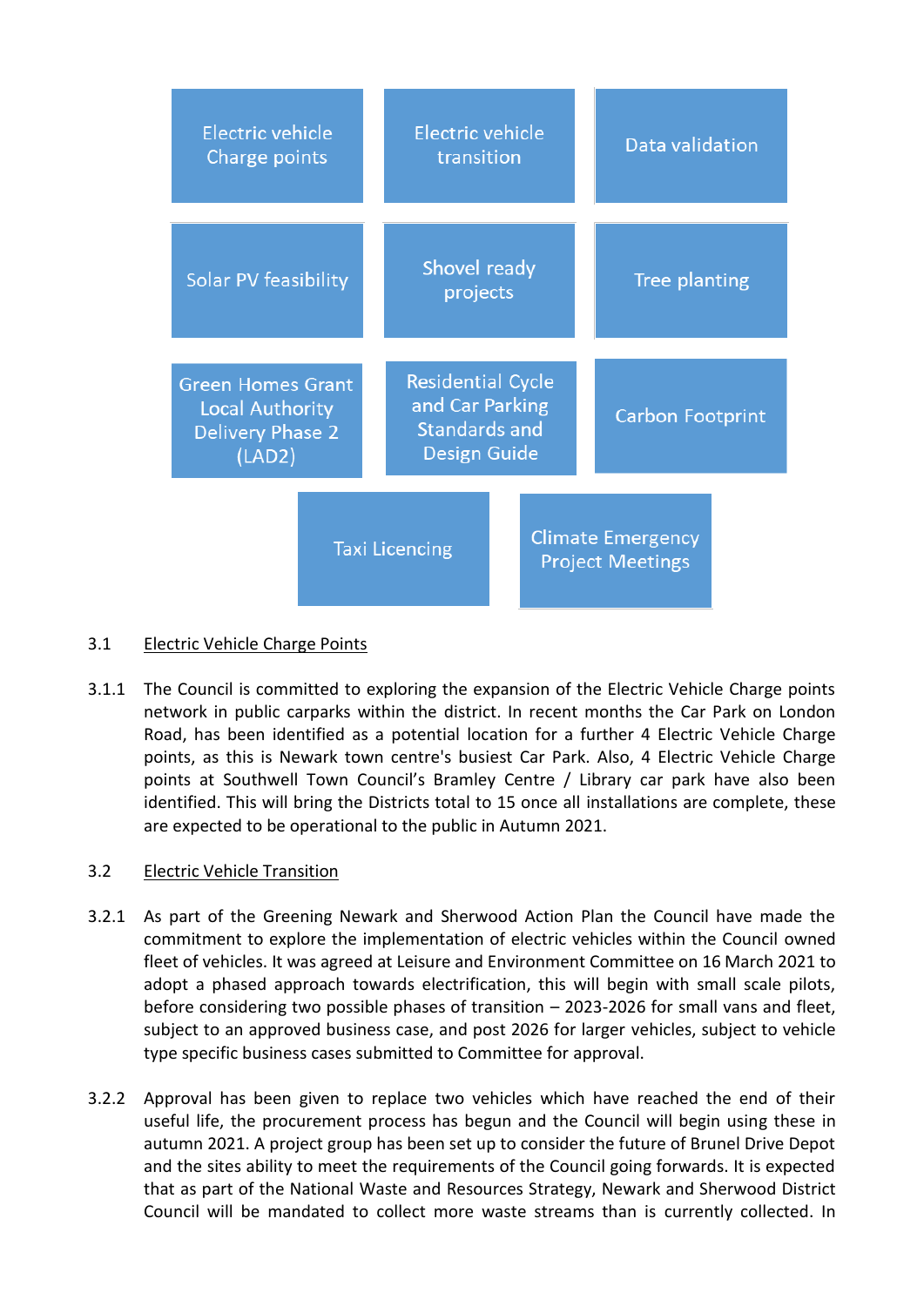| | | |
|---|---|---|
| Electric vehicle Charge points | Electric vehicle transition | Data validation |
| Solar PV feasibility | Shovel ready projects | Tree planting |
| Green Homes Grant Local Authority Delivery Phase 2 (LAD2) | Residential Cycle and Car Parking Standards and Design Guide | Carbon Footprint |
| Taxi Licencing | Climate Emergency Project Meetings | |

3.1 Electric Vehicle Charge Points

3.1.1 The Council is committed to exploring the expansion of the Electric Vehicle Charge points network in public carparks within the district. In recent months the Car Park on London Road, has been identified as a potential location for a further 4 Electric Vehicle Charge points, as this is Newark town centre's busiest Car Park. Also, 4 Electric Vehicle Charge points at Southwell Town Council's Bramley Centre / Library car park have also been identified. This will bring the Districts total to 15 once all installations are complete, these are expected to be operational to the public in Autumn 2021.

3.2 Electric Vehicle Transition

3.2.1 As part of the Greening Newark and Sherwood Action Plan the Council have made the commitment to explore the implementation of electric vehicles within the Council owned fleet of vehicles. It was agreed at Leisure and Environment Committee on 16 March 2021 to adopt a phased approach towards electrification, this will begin with small scale pilots, before considering two possible phases of transition – 2023-2026 for small vans and fleet, subject to an approved business case, and post 2026 for larger vehicles, subject to vehicle type specific business cases submitted to Committee for approval.

3.2.2 Approval has been given to replace two vehicles which have reached the end of their useful life, the procurement process has begun and the Council will begin using these in autumn 2021. A project group has been set up to consider the future of Brunel Drive Depot and the sites ability to meet the requirements of the Council going forwards. It is expected that as part of the National Waste and Resources Strategy, Newark and Sherwood District Council will be mandated to collect more waste streams than is currently collected. In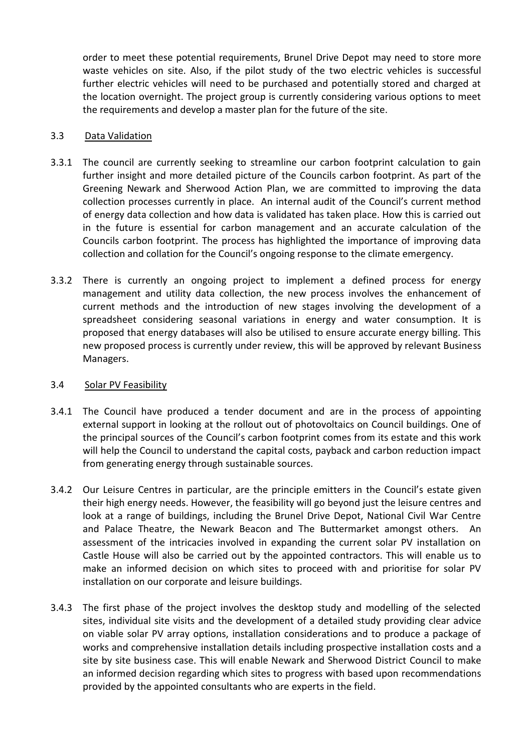order to meet these potential requirements, Brunel Drive Depot may need to store more waste vehicles on site. Also, if the pilot study of the two electric vehicles is successful further electric vehicles will need to be purchased and potentially stored and charged at the location overnight. The project group is currently considering various options to meet the requirements and develop a master plan for the future of the site.

### 3.3 Data Validation

3.3.1 The council are currently seeking to streamline our carbon footprint calculation to gain further insight and more detailed picture of the Councils carbon footprint. As part of the Greening Newark and Sherwood Action Plan, we are committed to improving the data collection processes currently in place. An internal audit of the Council's current method of energy data collection and how data is validated has taken place. How this is carried out in the future is essential for carbon management and an accurate calculation of the Councils carbon footprint. The process has highlighted the importance of improving data collection and collation for the Council's ongoing response to the climate emergency.

3.3.2 There is currently an ongoing project to implement a defined process for energy management and utility data collection, the new process involves the enhancement of current methods and the introduction of new stages involving the development of a spreadsheet considering seasonal variations in energy and water consumption. It is proposed that energy databases will also be utilised to ensure accurate energy billing. This new proposed process is currently under review, this will be approved by relevant Business Managers.

### 3.4 Solar PV Feasibility

3.4.1 The Council have produced a tender document and are in the process of appointing external support in looking at the rollout out of photovoltaics on Council buildings. One of the principal sources of the Council's carbon footprint comes from its estate and this work will help the Council to understand the capital costs, payback and carbon reduction impact from generating energy through sustainable sources.

3.4.2 Our Leisure Centres in particular, are the principle emitters in the Council's estate given their high energy needs. However, the feasibility will go beyond just the leisure centres and look at a range of buildings, including the Brunel Drive Depot, National Civil War Centre and Palace Theatre, the Newark Beacon and The Buttermarket amongst others. An assessment of the intricacies involved in expanding the current solar PV installation on Castle House will also be carried out by the appointed contractors. This will enable us to make an informed decision on which sites to proceed with and prioritise for solar PV installation on our corporate and leisure buildings.

3.4.3 The first phase of the project involves the desktop study and modelling of the selected sites, individual site visits and the development of a detailed study providing clear advice on viable solar PV array options, installation considerations and to produce a package of works and comprehensive installation details including prospective installation costs and a site by site business case. This will enable Newark and Sherwood District Council to make an informed decision regarding which sites to progress with based upon recommendations provided by the appointed consultants who are experts in the field.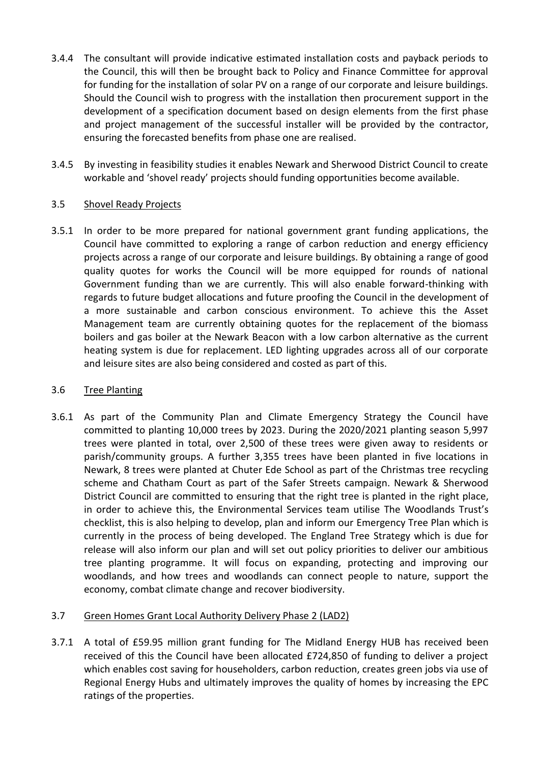3.4.4 The consultant will provide indicative estimated installation costs and payback periods to the Council, this will then be brought back to Policy and Finance Committee for approval for funding for the installation of solar PV on a range of our corporate and leisure buildings. Should the Council wish to progress with the installation then procurement support in the development of a specification document based on design elements from the first phase and project management of the successful installer will be provided by the contractor, ensuring the forecasted benefits from phase one are realised.

3.4.5 By investing in feasibility studies it enables Newark and Sherwood District Council to create workable and 'shovel ready' projects should funding opportunities become available.

3.5 <u>Shovel Ready Projects</u>

3.5.1 In order to be more prepared for national government grant funding applications, the Council have committed to exploring a range of carbon reduction and energy efficiency projects across a range of our corporate and leisure buildings. By obtaining a range of good quality quotes for works the Council will be more equipped for rounds of national Government funding than we are currently. This will also enable forward-thinking with regards to future budget allocations and future proofing the Council in the development of a more sustainable and carbon conscious environment. To achieve this the Asset Management team are currently obtaining quotes for the replacement of the biomass boilers and gas boiler at the Newark Beacon with a low carbon alternative as the current heating system is due for replacement. LED lighting upgrades across all of our corporate and leisure sites are also being considered and costed as part of this.

3.6 <u>Tree Planting</u>

3.6.1 As part of the Community Plan and Climate Emergency Strategy the Council have committed to planting 10,000 trees by 2023. During the 2020/2021 planting season 5,997 trees were planted in total, over 2,500 of these trees were given away to residents or parish/community groups. A further 3,355 trees have been planted in five locations in Newark, 8 trees were planted at Chuter Ede School as part of the Christmas tree recycling scheme and Chatham Court as part of the Safer Streets campaign. Newark & Sherwood District Council are committed to ensuring that the right tree is planted in the right place, in order to achieve this, the Environmental Services team utilise The Woodlands Trust's checklist, this is also helping to develop, plan and inform our Emergency Tree Plan which is currently in the process of being developed. The England Tree Strategy which is due for release will also inform our plan and will set out policy priorities to deliver our ambitious tree planting programme. It will focus on expanding, protecting and improving our woodlands, and how trees and woodlands can connect people to nature, support the economy, combat climate change and recover biodiversity.

3.7 <u>Green Homes Grant Local Authority Delivery Phase 2 (LAD2)</u>

3.7.1 A total of £59.95 million grant funding for The Midland Energy HUB has received been received of this the Council have been allocated £724,850 of funding to deliver a project which enables cost saving for householders, carbon reduction, creates green jobs via use of Regional Energy Hubs and ultimately improves the quality of homes by increasing the EPC ratings of the properties.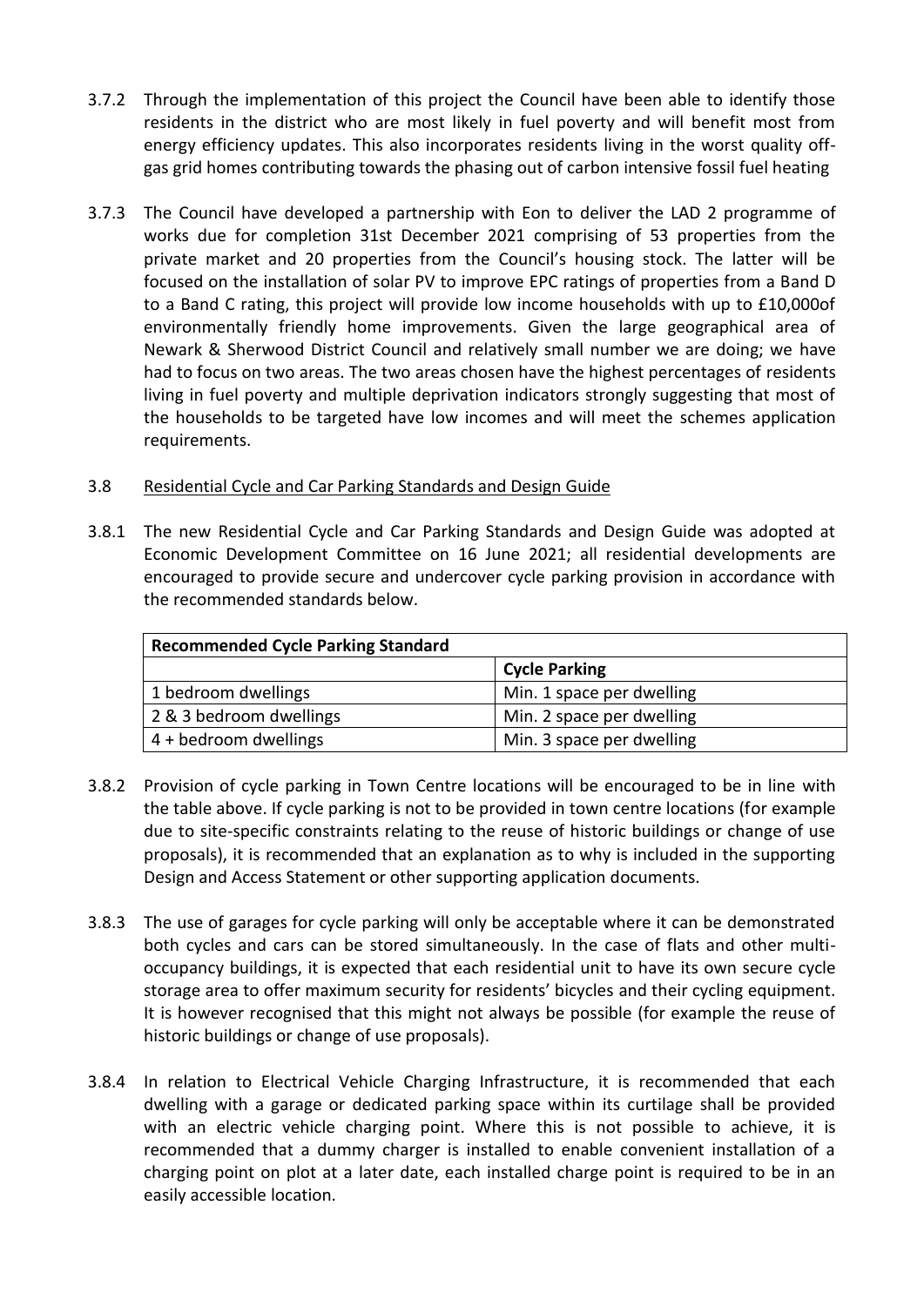3.7.2 Through the implementation of this project the Council have been able to identify those residents in the district who are most likely in fuel poverty and will benefit most from energy efficiency updates. This also incorporates residents living in the worst quality off-gas grid homes contributing towards the phasing out of carbon intensive fossil fuel heating

3.7.3 The Council have developed a partnership with Eon to deliver the LAD 2 programme of works due for completion 31st December 2021 comprising of 53 properties from the private market and 20 properties from the Council's housing stock. The latter will be focused on the installation of solar PV to improve EPC ratings of properties from a Band D to a Band C rating, this project will provide low income households with up to £10,000of environmentally friendly home improvements. Given the large geographical area of Newark & Sherwood District Council and relatively small number we are doing; we have had to focus on two areas. The two areas chosen have the highest percentages of residents living in fuel poverty and multiple deprivation indicators strongly suggesting that most of the households to be targeted have low incomes and will meet the schemes application requirements.

3.8 Residential Cycle and Car Parking Standards and Design Guide

3.8.1 The new Residential Cycle and Car Parking Standards and Design Guide was adopted at Economic Development Committee on 16 June 2021; all residential developments are encouraged to provide secure and undercover cycle parking provision in accordance with the recommended standards below.

| **Recommended Cycle Parking Standard** | |
|---|---|
| | **Cycle Parking** |
| 1 bedroom dwellings | Min. 1 space per dwelling |
| 2 & 3 bedroom dwellings | Min. 2 space per dwelling |
| 4 + bedroom dwellings | Min. 3 space per dwelling |

3.8.2 Provision of cycle parking in Town Centre locations will be encouraged to be in line with the table above. If cycle parking is not to be provided in town centre locations (for example due to site-specific constraints relating to the reuse of historic buildings or change of use proposals), it is recommended that an explanation as to why is included in the supporting Design and Access Statement or other supporting application documents.

3.8.3 The use of garages for cycle parking will only be acceptable where it can be demonstrated both cycles and cars can be stored simultaneously. In the case of flats and other multi-occupancy buildings, it is expected that each residential unit to have its own secure cycle storage area to offer maximum security for residents' bicycles and their cycling equipment. It is however recognised that this might not always be possible (for example the reuse of historic buildings or change of use proposals).

3.8.4 In relation to Electrical Vehicle Charging Infrastructure, it is recommended that each dwelling with a garage or dedicated parking space within its curtilage shall be provided with an electric vehicle charging point. Where this is not possible to achieve, it is recommended that a dummy charger is installed to enable convenient installation of a charging point on plot at a later date, each installed charge point is required to be in an easily accessible location.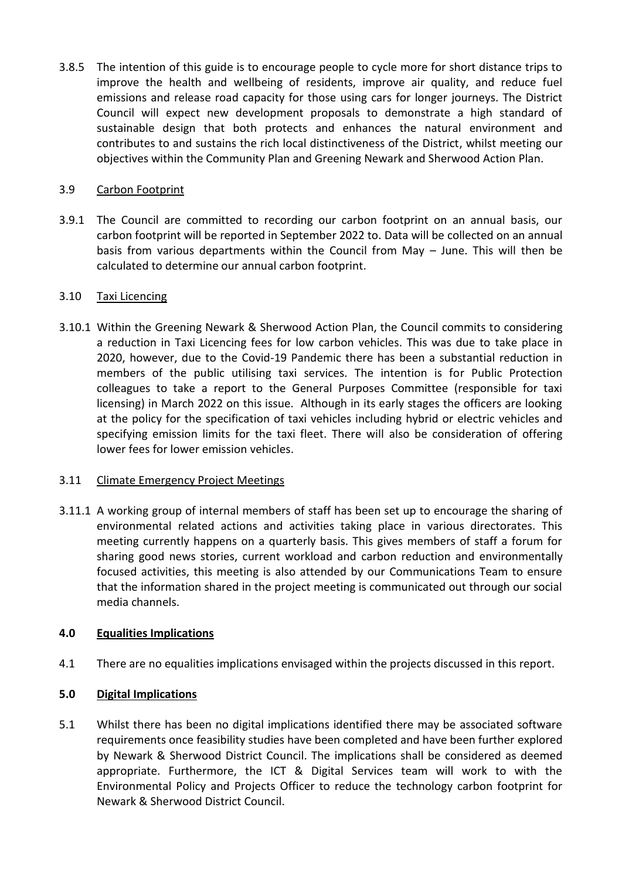3.8.5 The intention of this guide is to encourage people to cycle more for short distance trips to improve the health and wellbeing of residents, improve air quality, and reduce fuel emissions and release road capacity for those using cars for longer journeys. The District Council will expect new development proposals to demonstrate a high standard of sustainable design that both protects and enhances the natural environment and contributes to and sustains the rich local distinctiveness of the District, whilst meeting our objectives within the Community Plan and Greening Newark and Sherwood Action Plan.

3.9 Carbon Footprint

3.9.1 The Council are committed to recording our carbon footprint on an annual basis, our carbon footprint will be reported in September 2022 to. Data will be collected on an annual basis from various departments within the Council from May – June. This will then be calculated to determine our annual carbon footprint.

3.10 Taxi Licencing

3.10.1 Within the Greening Newark & Sherwood Action Plan, the Council commits to considering a reduction in Taxi Licencing fees for low carbon vehicles. This was due to take place in 2020, however, due to the Covid-19 Pandemic there has been a substantial reduction in members of the public utilising taxi services. The intention is for Public Protection colleagues to take a report to the General Purposes Committee (responsible for taxi licensing) in March 2022 on this issue. Although in its early stages the officers are looking at the policy for the specification of taxi vehicles including hybrid or electric vehicles and specifying emission limits for the taxi fleet. There will also be consideration of offering lower fees for lower emission vehicles.

3.11 Climate Emergency Project Meetings

3.11.1 A working group of internal members of staff has been set up to encourage the sharing of environmental related actions and activities taking place in various directorates. This meeting currently happens on a quarterly basis. This gives members of staff a forum for sharing good news stories, current workload and carbon reduction and environmentally focused activities, this meeting is also attended by our Communications Team to ensure that the information shared in the project meeting is communicated out through our social media channels.

## 4.0 Equalities Implications

4.1 There are no equalities implications envisaged within the projects discussed in this report.

## 5.0 Digital Implications

5.1 Whilst there has been no digital implications identified there may be associated software requirements once feasibility studies have been completed and have been further explored by Newark & Sherwood District Council. The implications shall be considered as deemed appropriate. Furthermore, the ICT & Digital Services team will work to with the Environmental Policy and Projects Officer to reduce the technology carbon footprint for Newark & Sherwood District Council.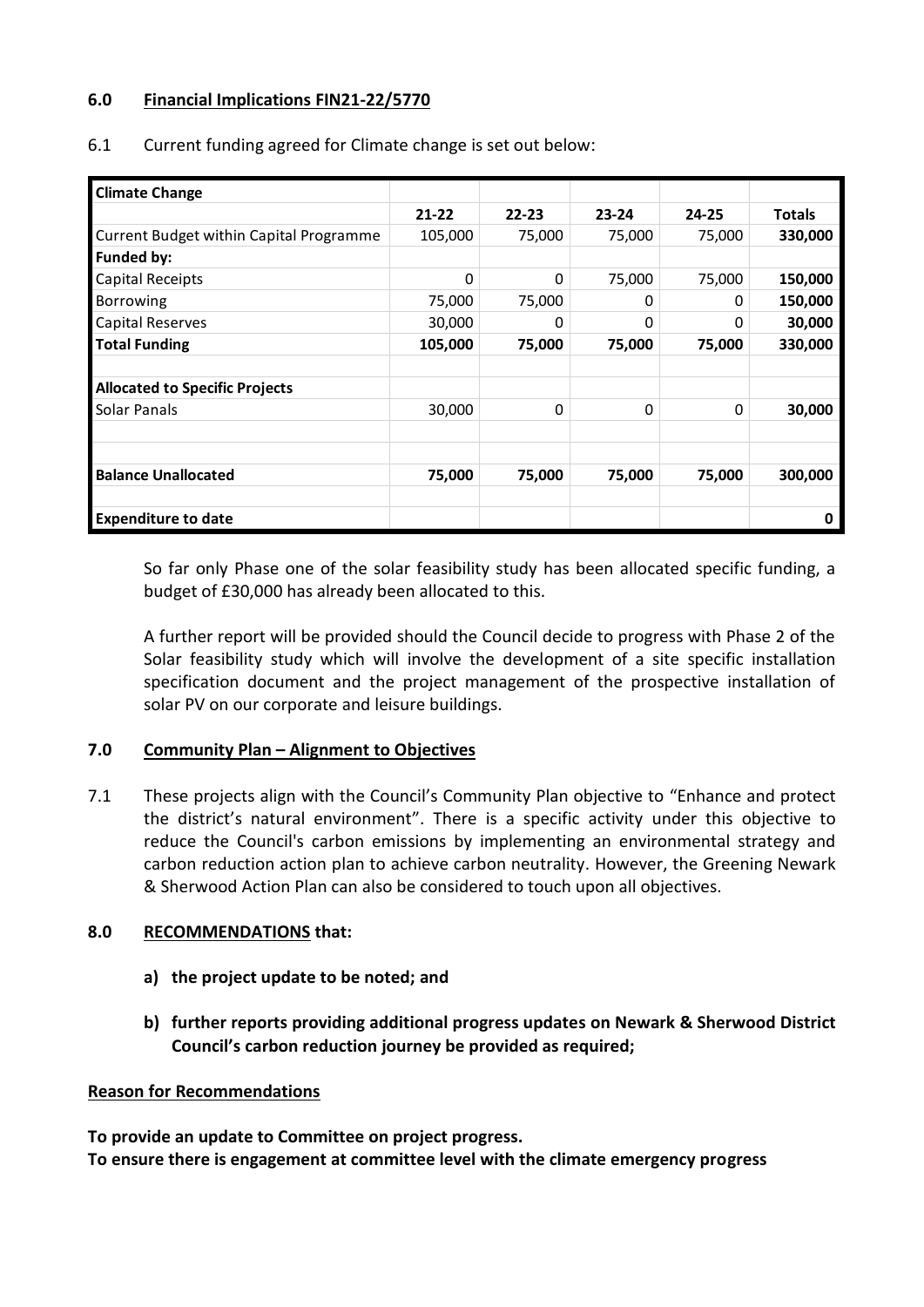## 6.0 Financial Implications FIN21-22/5770

6.1 Current funding agreed for Climate change is set out below:

| **Climate Change** | | | | | |
|---|---|---|---|---|---|
| | **21-22** | **22-23** | **23-24** | **24-25** | **Totals** |
| Current Budget within Capital Programme | 105,000 | 75,000 | 75,000 | 75,000 | **330,000** |
| **Funded by:** | | | | | |
| Capital Receipts | 0 | 0 | 75,000 | 75,000 | **150,000** |
| Borrowing | 75,000 | 75,000 | 0 | 0 | **150,000** |
| Capital Reserves | 30,000 | 0 | 0 | 0 | **30,000** |
| **Total Funding** | **105,000** | **75,000** | **75,000** | **75,000** | **330,000** |
| | | | | | |
| **Allocated to Specific Projects** | | | | | |
| Solar Panals | 30,000 | 0 | 0 | 0 | **30,000** |
| | | | | | |
| | | | | | |
| **Balance Unallocated** | **75,000** | **75,000** | **75,000** | **75,000** | **300,000** |
| | | | | | |
| **Expenditure to date** | | | | | **0** |

So far only Phase one of the solar feasibility study has been allocated specific funding, a budget of £30,000 has already been allocated to this.

A further report will be provided should the Council decide to progress with Phase 2 of the Solar feasibility study which will involve the development of a site specific installation specification document and the project management of the prospective installation of solar PV on our corporate and leisure buildings.

## 7.0 Community Plan – Alignment to Objectives

7.1 These projects align with the Council's Community Plan objective to "Enhance and protect the district's natural environment". There is a specific activity under this objective to reduce the Council's carbon emissions by implementing an environmental strategy and carbon reduction action plan to achieve carbon neutrality. However, the Greening Newark & Sherwood Action Plan can also be considered to touch upon all objectives.

## 8.0 RECOMMENDATIONS that:

**a) the project update to be noted; and**

**b) further reports providing additional progress updates on Newark & Sherwood District Council's carbon reduction journey be provided as required;**

### Reason for Recommendations

**To provide an update to Committee on project progress.**
**To ensure there is engagement at committee level with the climate emergency progress**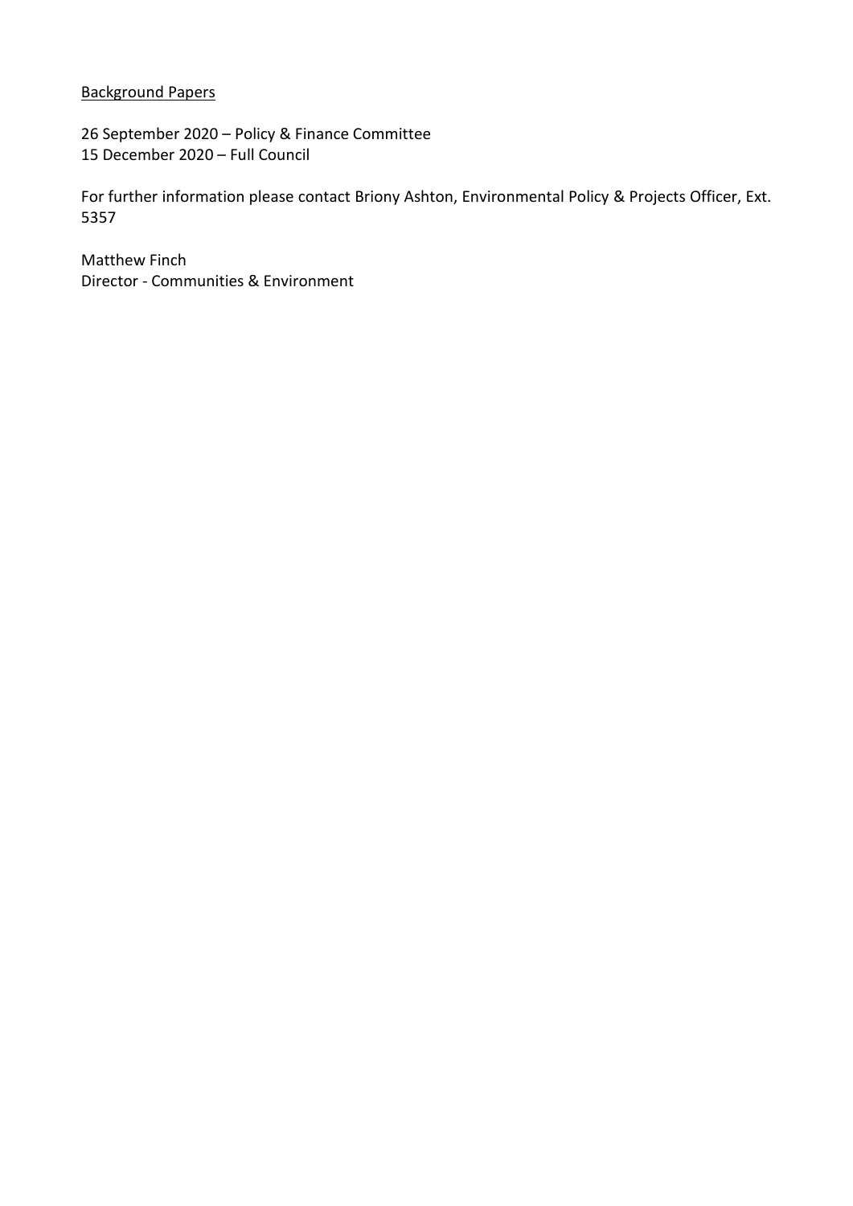<u>Background Papers</u>

26 September 2020 – Policy & Finance Committee
15 December 2020 – Full Council

For further information please contact Briony Ashton, Environmental Policy & Projects Officer, Ext. 5357

Matthew Finch
Director - Communities & Environment